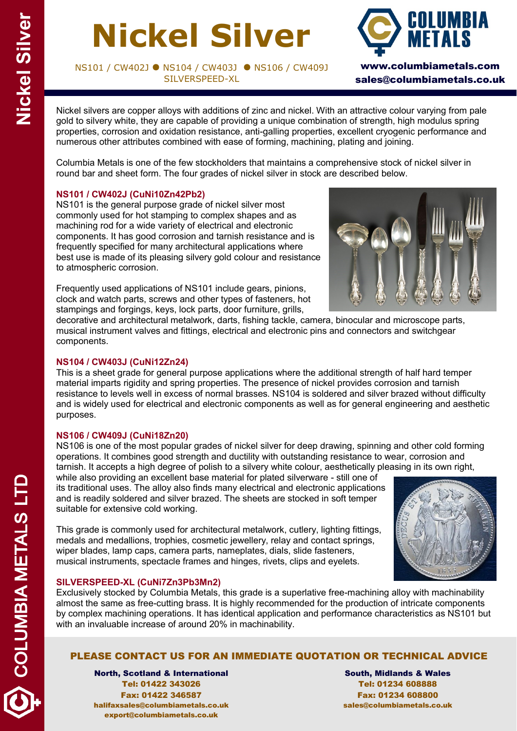# Nickel Silver

NS101 / CW402J ● NS104 / CW403J ● NS106 / CW409J
SILVERSPEED-XL

**COLUMBIA METALS**

**www.columbiametals.com**
**sales@columbiametals.co.uk**

Nickel silvers are copper alloys with additions of zinc and nickel. With an attractive colour varying from pale gold to silvery white, they are capable of providing a unique combination of strength, high modulus spring properties, corrosion and oxidation resistance, anti-galling properties, excellent cryogenic performance and numerous other attributes combined with ease of forming, machining, plating and joining.

Columbia Metals is one of the few stockholders that maintains a comprehensive stock of nickel silver in round bar and sheet form. The four grades of nickel silver in stock are described below.

### NS101 / CW402J (CuNi10Zn42Pb2)

NS101 is the general purpose grade of nickel silver most commonly used for hot stamping to complex shapes and as machining rod for a wide variety of electrical and electronic components. It has good corrosion and tarnish resistance and is frequently specified for many architectural applications where best use is made of its pleasing silvery gold colour and resistance to atmospheric corrosion.

Frequently used applications of NS101 include gears, pinions, clock and watch parts, screws and other types of fasteners, hot stampings and forgings, keys, lock parts, door furniture, grills, decorative and architectural metalwork, darts, fishing tackle, camera, binocular and microscope parts, musical instrument valves and fittings, electrical and electronic pins and connectors and switchgear components.

### NS104 / CW403J (CuNi12Zn24)

This is a sheet grade for general purpose applications where the additional strength of half hard temper material imparts rigidity and spring properties. The presence of nickel provides corrosion and tarnish resistance to levels well in excess of normal brasses. NS104 is soldered and silver brazed without difficulty and is widely used for electrical and electronic components as well as for general engineering and aesthetic purposes.

### NS106 / CW409J (CuNi18Zn20)

NS106 is one of the most popular grades of nickel silver for deep drawing, spinning and other cold forming operations. It combines good strength and ductility with outstanding resistance to wear, corrosion and tarnish. It accepts a high degree of polish to a silvery white colour, aesthetically pleasing in its own right, while also providing an excellent base material for plated silverware - still one of its traditional uses. The alloy also finds many electrical and electronic applications and is readily soldered and silver brazed. The sheets are stocked in soft temper suitable for extensive cold working.

This grade is commonly used for architectural metalwork, cutlery, lighting fittings, medals and medallions, trophies, cosmetic jewellery, relay and contact springs, wiper blades, lamp caps, camera parts, nameplates, dials, slide fasteners, musical instruments, spectacle frames and hinges, rivets, clips and eyelets.

### SILVERSPEED-XL (CuNi7Zn3Pb3Mn2)

Exclusively stocked by Columbia Metals, this grade is a superlative free-machining alloy with machinability almost the same as free-cutting brass. It is highly recommended for the production of intricate components by complex machining operations. It has identical application and performance characteristics as NS101 but with an invaluable increase of around 20% in machinability.

## PLEASE CONTACT US FOR AN IMMEDIATE QUOTATION OR TECHNICAL ADVICE

**North, Scotland & International**
Tel: 01422 343026
Fax: 01422 346587
halifaxsales@columbiametals.co.uk
export@columbiametals.co.uk

**South, Midlands & Wales**
Tel: 01234 608888
Fax: 01234 608800
sales@columbiametals.co.uk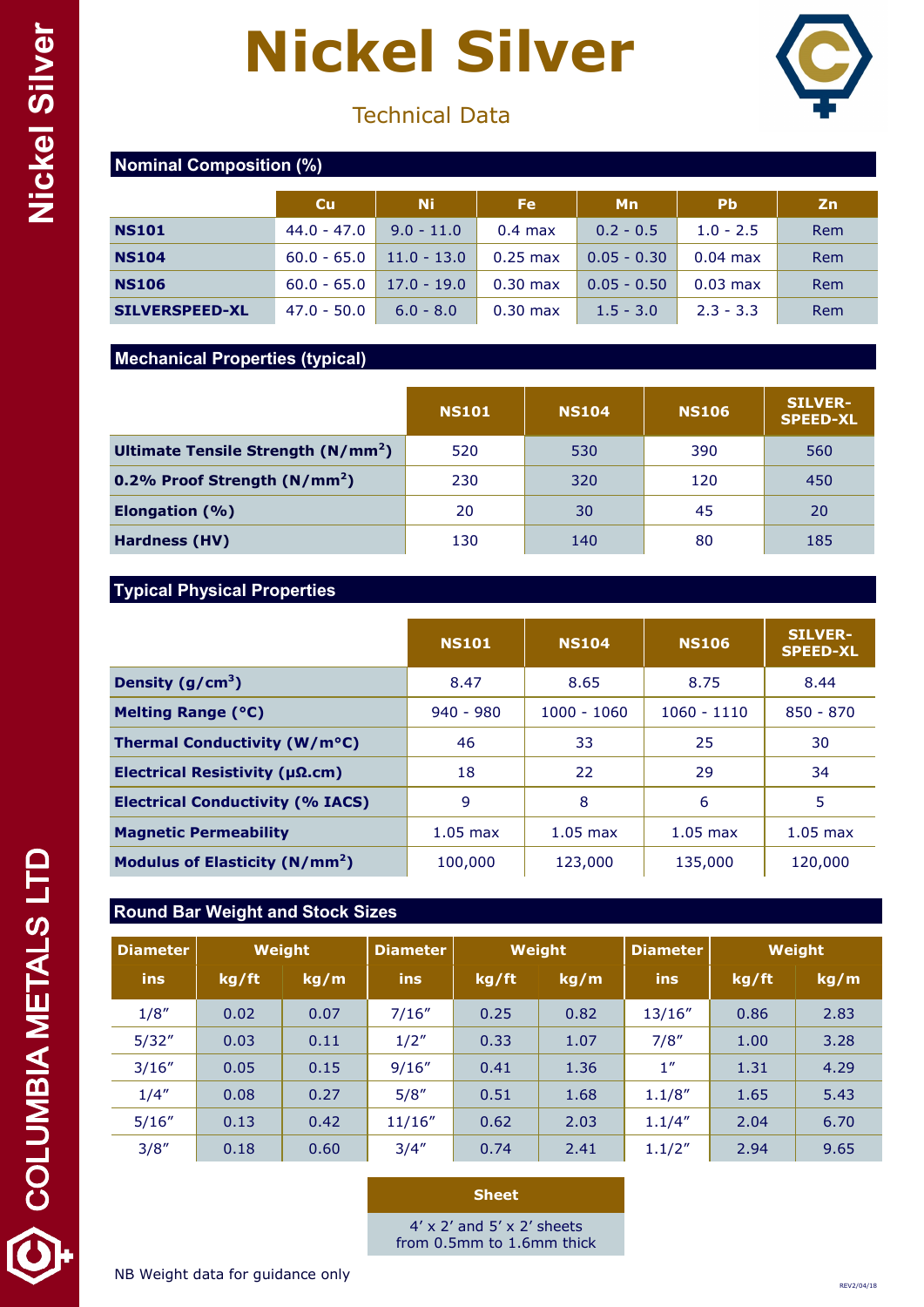# Nickel Silver

Technical Data

## Nominal Composition (%)

| | Cu | Ni | Fe | Mn | Pb | Zn |
|---|---|---|---|---|---|---|
| **NS101** | 44.0 - 47.0 | 9.0 - 11.0 | 0.4 max | 0.2 - 0.5 | 1.0 - 2.5 | Rem |
| **NS104** | 60.0 - 65.0 | 11.0 - 13.0 | 0.25 max | 0.05 - 0.30 | 0.04 max | Rem |
| **NS106** | 60.0 - 65.0 | 17.0 - 19.0 | 0.30 max | 0.05 - 0.50 | 0.03 max | Rem |
| **SILVERSPEED-XL** | 47.0 - 50.0 | 6.0 - 8.0 | 0.30 max | 1.5 - 3.0 | 2.3 - 3.3 | Rem |

## Mechanical Properties (typical)

| | NS101 | NS104 | NS106 | SILVER-SPEED-XL |
|---|---|---|---|---|
| **Ultimate Tensile Strength (N/mm$^2$)** | 520 | 530 | 390 | 560 |
| **0.2% Proof Strength (N/mm$^2$)** | 230 | 320 | 120 | 450 |
| **Elongation (%)** | 20 | 30 | 45 | 20 |
| **Hardness (HV)** | 130 | 140 | 80 | 185 |

## Typical Physical Properties

| | NS101 | NS104 | NS106 | SILVER-SPEED-XL |
|---|---|---|---|---|
| **Density (g/cm$^3$)** | 8.47 | 8.65 | 8.75 | 8.44 |
| **Melting Range (°C)** | 940 - 980 | 1000 - 1060 | 1060 - 1110 | 850 - 870 |
| **Thermal Conductivity (W/m°C)** | 46 | 33 | 25 | 30 |
| **Electrical Resistivity (μΩ.cm)** | 18 | 22 | 29 | 34 |
| **Electrical Conductivity (% IACS)** | 9 | 8 | 6 | 5 |
| **Magnetic Permeability** | 1.05 max | 1.05 max | 1.05 max | 1.05 max |
| **Modulus of Elasticity (N/mm$^2$)** | 100,000 | 123,000 | 135,000 | 120,000 |

## Round Bar Weight and Stock Sizes

| Diameter | Weight | | Diameter | Weight | | Diameter | Weight | |
|---|---|---|---|---|---|---|---|---|
| ins | kg/ft | kg/m | ins | kg/ft | kg/m | ins | kg/ft | kg/m |
| 1/8″ | 0.02 | 0.07 | 7/16″ | 0.25 | 0.82 | 13/16″ | 0.86 | 2.83 |
| 5/32″ | 0.03 | 0.11 | 1/2″ | 0.33 | 1.07 | 7/8″ | 1.00 | 3.28 |
| 3/16″ | 0.05 | 0.15 | 9/16″ | 0.41 | 1.36 | 1″ | 1.31 | 4.29 |
| 1/4″ | 0.08 | 0.27 | 5/8″ | 0.51 | 1.68 | 1.1/8″ | 1.65 | 5.43 |
| 5/16″ | 0.13 | 0.42 | 11/16″ | 0.62 | 2.03 | 1.1/4″ | 2.04 | 6.70 |
| 3/8″ | 0.18 | 0.60 | 3/4″ | 0.74 | 2.41 | 1.1/2″ | 2.94 | 9.65 |

| Sheet |
|---|
| 4′ x 2′ and 5′ x 2′ sheets from 0.5mm to 1.6mm thick |

NB Weight data for guidance only

REV2/04/18